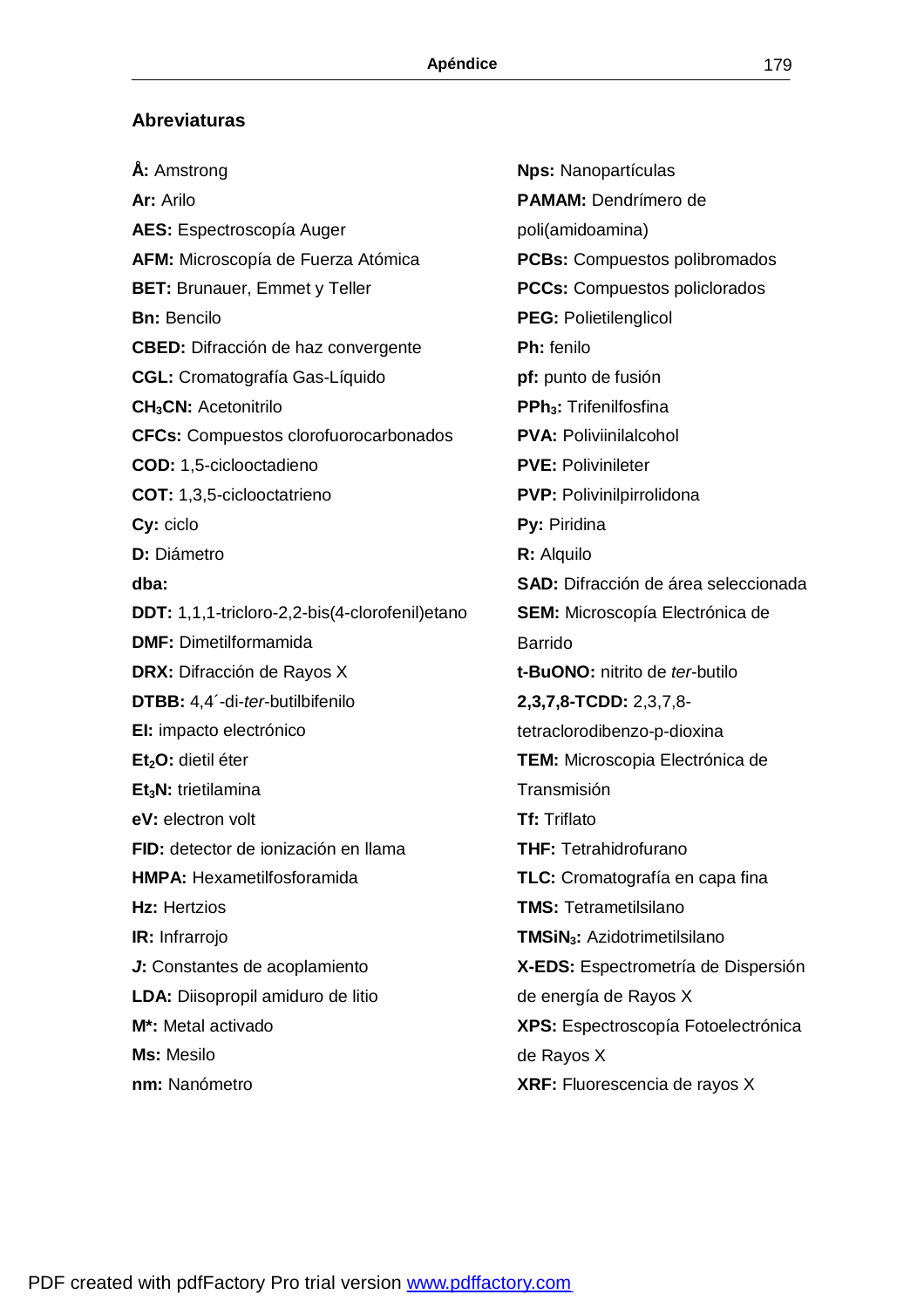## Abreviaturas

**Å:** Amstrong

**Ar:** Arilo

**AES:** Espectroscopía Auger

**AFM:** Microscopía de Fuerza Atómica

**BET:** Brunauer, Emmet y Teller

**Bn:** Bencilo

**CBED:** Difracción de haz convergente

**CGL:** Cromatografía Gas-Líquido

**$CH_3CN$:** Acetonitrilo

**CFCs:** Compuestos clorofuorocarbonados

**COD:** 1,5-ciclooctadieno

**COT:** 1,3,5-ciclooctatrieno

**Cy:** ciclo

**D:** Diámetro

**dba:**

**DDT:** 1,1,1-tricloro-2,2-bis(4-clorofenil)etano

**DMF:** Dimetilformamida

**DRX:** Difracción de Rayos X

**DTBB:** 4,4´-di-*ter*-butilbifenilo

**EI:** impacto electrónico

**$Et_2O$:** dietil éter

**$Et_3N$:** trietilamina

**eV:** electron volt

**FID:** detector de ionización en llama

**HMPA:** Hexametilfosforamida

**Hz:** Hertzios

**IR:** Infrarrojo

***J*:** Constantes de acoplamiento

**LDA:** Diisopropil amiduro de litio

**M*:** Metal activado

**Ms:** Mesilo

**nm:** Nanómetro

**Nps:** Nanopartículas

**PAMAM:** Dendrímero de poli(amidoamina)

**PCBs:** Compuestos polibromados

**PCCs:** Compuestos policlorados

**PEG:** Polietilenglicol

**Ph:** fenilo

**pf:** punto de fusión

**$PPh_3$:** Trifenilfosfina

**PVA:** Poliviinilalcohol

**PVE:** Polivinileter

**PVP:** Polivinilpirrolidona

**Py:** Piridina

**R:** Alquilo

**SAD:** Difracción de área seleccionada

**SEM:** Microscopía Electrónica de Barrido

**t-BuONO:** nitrito de *ter*-butilo

**2,3,7,8-TCDD:** 2,3,7,8-tetraclorodibenzo-p-dioxina

**TEM:** Microscopia Electrónica de Transmisión

**Tf:** Triflato

**THF:** Tetrahidrofurano

**TLC:** Cromatografía en capa fina

**TMS:** Tetrametilsilano

**$TMSiN_3$:** Azidotrimetilsilano

**X-EDS:** Espectrometría de Dispersión de energía de Rayos X

**XPS:** Espectroscopía Fotoelectrónica de Rayos X

**XRF:** Fluorescencia de rayos X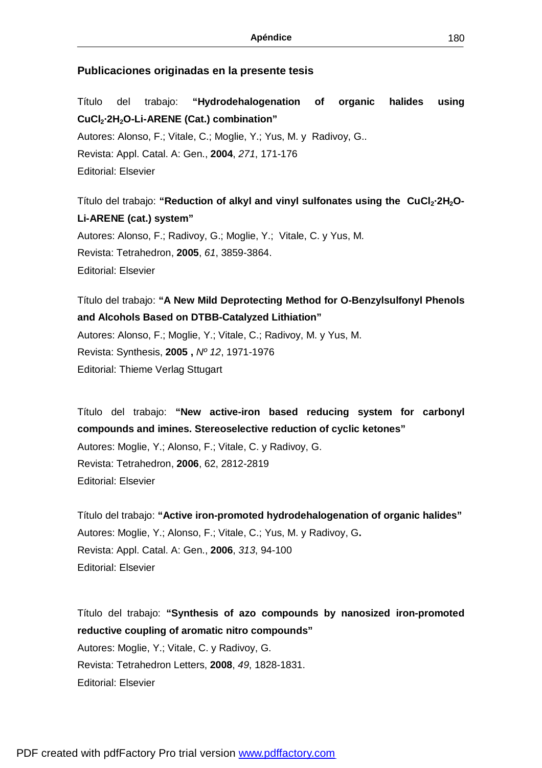## Publicaciones originadas en la presente tesis

Título del trabajo: **"Hydrodehalogenation of organic halides using $CuCl_2 \cdot 2H_2O$-Li-ARENE (Cat.) combination"**
Autores: Alonso, F.; Vitale, C.; Moglie, Y.; Yus, M. y Radivoy, G..
Revista: Appl. Catal. A: Gen., **2004**, *271*, 171-176
Editorial: Elsevier

Título del trabajo: **"Reduction of alkyl and vinyl sulfonates using the $CuCl_2 \cdot 2H_2O$-Li-ARENE (cat.) system"**
Autores: Alonso, F.; Radivoy, G.; Moglie, Y.; Vitale, C. y Yus, M.
Revista: Tetrahedron, **2005**, *61*, 3859-3864.
Editorial: Elsevier

Título del trabajo: **"A New Mild Deprotecting Method for O-Benzylsulfonyl Phenols and Alcohols Based on DTBB-Catalyzed Lithiation"**
Autores: Alonso, F.; Moglie, Y.; Vitale, C.; Radivoy, M. y Yus, M.
Revista: Synthesis, **2005 ,** *Nº 12*, 1971-1976
Editorial: Thieme Verlag Sttugart

Título del trabajo: **"New active-iron based reducing system for carbonyl compounds and imines. Stereoselective reduction of cyclic ketones"**
Autores: Moglie, Y.; Alonso, F.; Vitale, C. y Radivoy, G.
Revista: Tetrahedron, **2006**, 62, 2812-2819
Editorial: Elsevier

Título del trabajo: **"Active iron-promoted hydrodehalogenation of organic halides"**
Autores: Moglie, Y.; Alonso, F.; Vitale, C.; Yus, M. y Radivoy, G**.**
Revista: Appl. Catal. A: Gen., **2006**, *313*, 94-100
Editorial: Elsevier

Título del trabajo: **"Synthesis of azo compounds by nanosized iron-promoted reductive coupling of aromatic nitro compounds"**
Autores: Moglie, Y.; Vitale, C. y Radivoy, G.
Revista: Tetrahedron Letters, **2008**, *49*, 1828-1831.
Editorial: Elsevier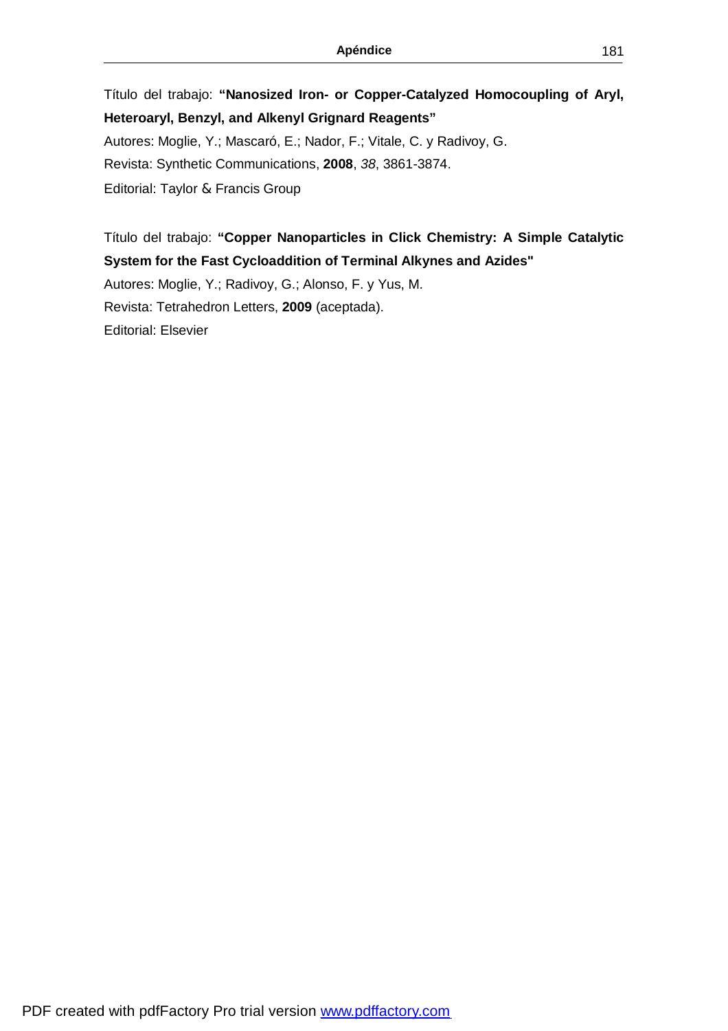Título del trabajo: **“Nanosized Iron- or Copper-Catalyzed Homocoupling of Aryl, Heteroaryl, Benzyl, and Alkenyl Grignard Reagents”**

Autores: Moglie, Y.; Mascaró, E.; Nador, F.; Vitale, C. y Radivoy, G.

Revista: Synthetic Communications, **2008**, *38*, 3861-3874.

Editorial: Taylor & Francis Group

Título del trabajo: **“Copper Nanoparticles in Click Chemistry: A Simple Catalytic System for the Fast Cycloaddition of Terminal Alkynes and Azides"**

Autores: Moglie, Y.; Radivoy, G.; Alonso, F. y Yus, M.

Revista: Tetrahedron Letters, **2009** (aceptada).

Editorial: Elsevier